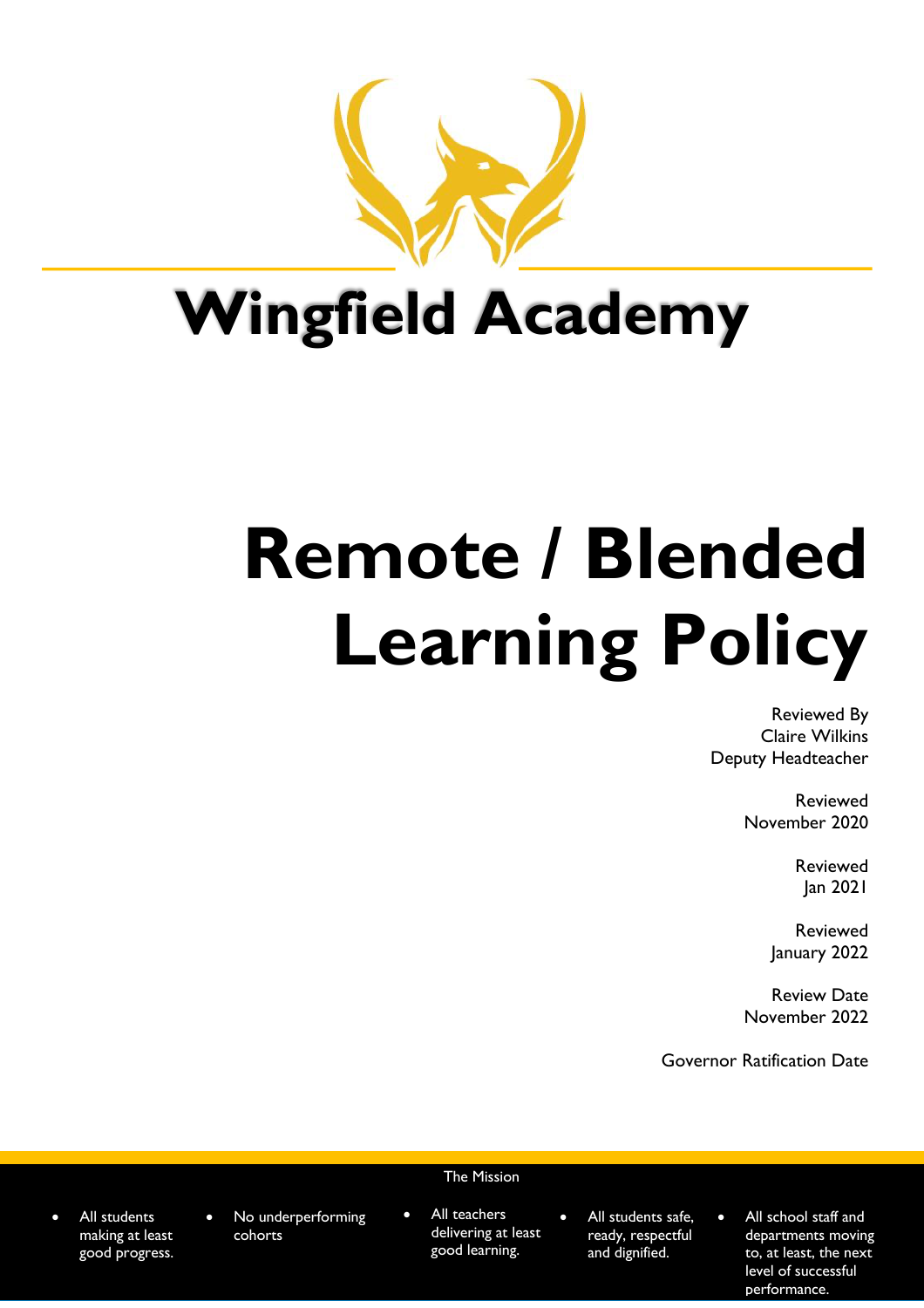# Wingfield Academy

# Remote / Blended Learning Policy

Reviewed By
Claire Wilkins
Deputy Headteacher

Reviewed
November 2020

Reviewed
Jan 2021

Reviewed
January 2022

Review Date
November 2022

Governor Ratification Date

The Mission

- All students making at least good progress.
- No underperforming cohorts
- All teachers delivering at least good learning.
- All students safe, ready, respectful and dignified.
- All school staff and departments moving to, at least, the next level of successful performance.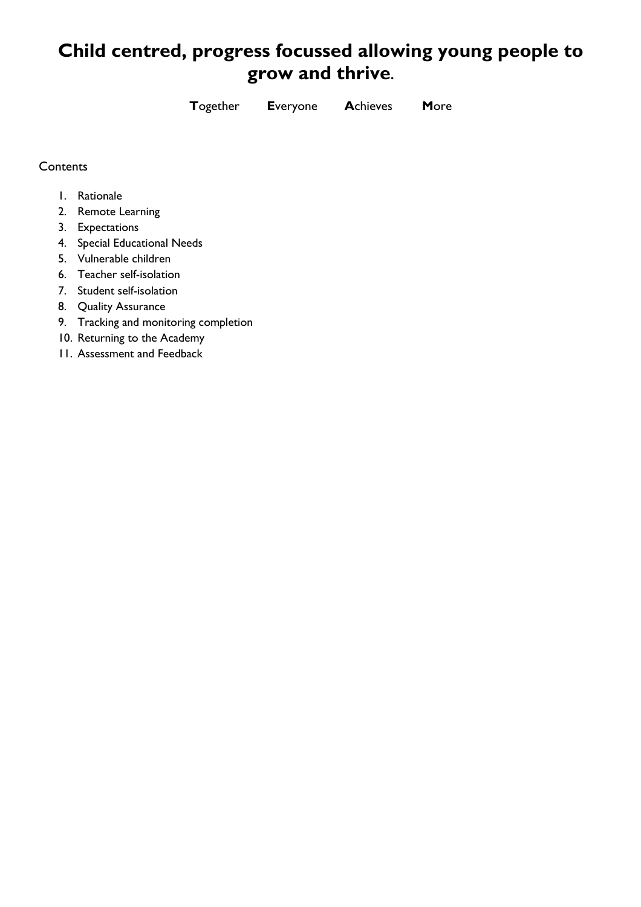# Child centred, progress focussed allowing young people to grow and thrive.

**T**ogether **E**veryone **A**chieves **M**ore

Contents

1. Rationale
2. Remote Learning
3. Expectations
4. Special Educational Needs
5. Vulnerable children
6. Teacher self-isolation
7. Student self-isolation
8. Quality Assurance
9. Tracking and monitoring completion
10. Returning to the Academy
11. Assessment and Feedback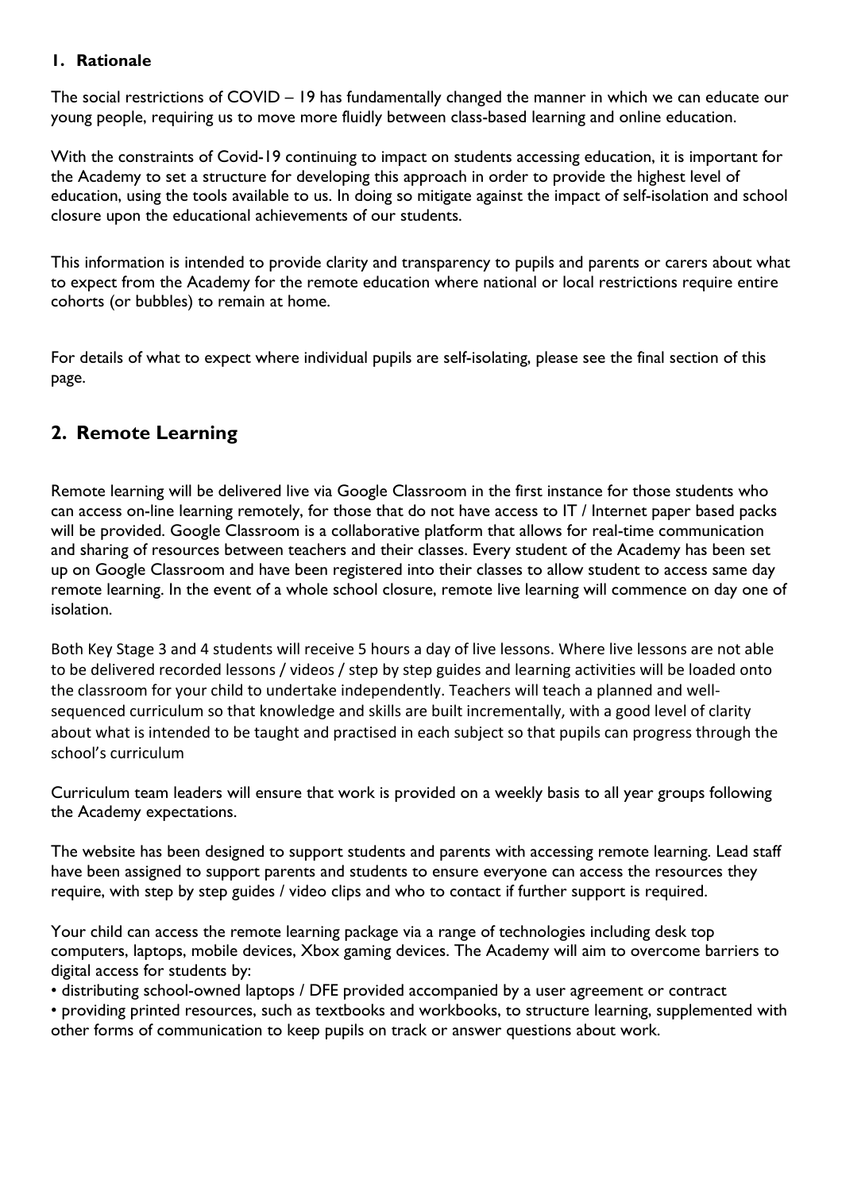## 1. Rationale

The social restrictions of COVID – 19 has fundamentally changed the manner in which we can educate our young people, requiring us to move more fluidly between class-based learning and online education.

With the constraints of Covid-19 continuing to impact on students accessing education, it is important for the Academy to set a structure for developing this approach in order to provide the highest level of education, using the tools available to us. In doing so mitigate against the impact of self-isolation and school closure upon the educational achievements of our students.

This information is intended to provide clarity and transparency to pupils and parents or carers about what to expect from the Academy for the remote education where national or local restrictions require entire cohorts (or bubbles) to remain at home.

For details of what to expect where individual pupils are self-isolating, please see the final section of this page.

## 2. Remote Learning

Remote learning will be delivered live via Google Classroom in the first instance for those students who can access on-line learning remotely, for those that do not have access to IT / Internet paper based packs will be provided. Google Classroom is a collaborative platform that allows for real-time communication and sharing of resources between teachers and their classes. Every student of the Academy has been set up on Google Classroom and have been registered into their classes to allow student to access same day remote learning. In the event of a whole school closure, remote live learning will commence on day one of isolation.

Both Key Stage 3 and 4 students will receive 5 hours a day of live lessons. Where live lessons are not able to be delivered recorded lessons / videos / step by step guides and learning activities will be loaded onto the classroom for your child to undertake independently. Teachers will teach a planned and well-sequenced curriculum so that knowledge and skills are built incrementally, with a good level of clarity about what is intended to be taught and practised in each subject so that pupils can progress through the school's curriculum

Curriculum team leaders will ensure that work is provided on a weekly basis to all year groups following the Academy expectations.

The website has been designed to support students and parents with accessing remote learning. Lead staff have been assigned to support parents and students to ensure everyone can access the resources they require, with step by step guides / video clips and who to contact if further support is required.

Your child can access the remote learning package via a range of technologies including desk top computers, laptops, mobile devices, Xbox gaming devices. The Academy will aim to overcome barriers to digital access for students by:

- distributing school-owned laptops / DFE provided accompanied by a user agreement or contract
- providing printed resources, such as textbooks and workbooks, to structure learning, supplemented with other forms of communication to keep pupils on track or answer questions about work.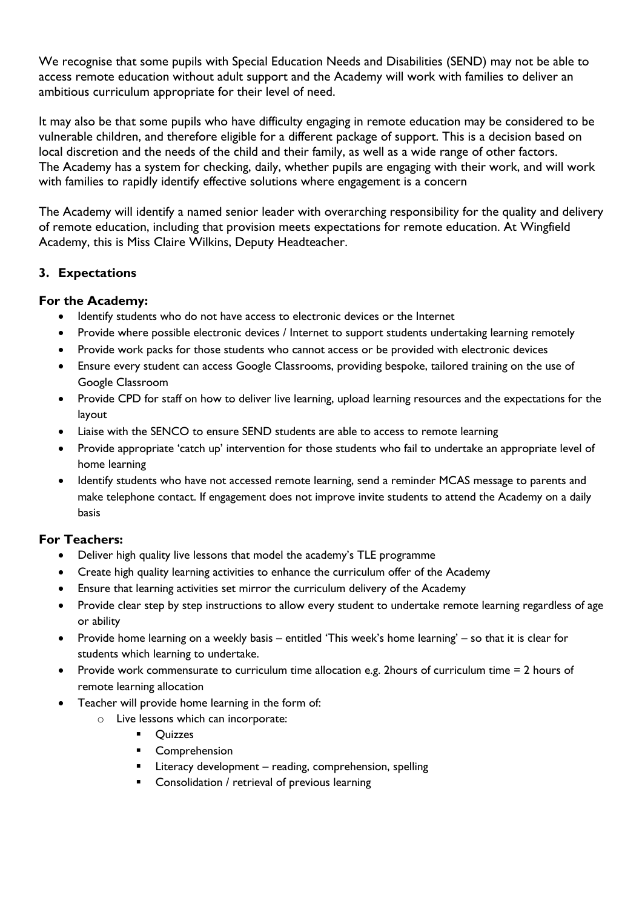We recognise that some pupils with Special Education Needs and Disabilities (SEND) may not be able to access remote education without adult support and the Academy will work with families to deliver an ambitious curriculum appropriate for their level of need.

It may also be that some pupils who have difficulty engaging in remote education may be considered to be vulnerable children, and therefore eligible for a different package of support. This is a decision based on local discretion and the needs of the child and their family, as well as a wide range of other factors. The Academy has a system for checking, daily, whether pupils are engaging with their work, and will work with families to rapidly identify effective solutions where engagement is a concern

The Academy will identify a named senior leader with overarching responsibility for the quality and delivery of remote education, including that provision meets expectations for remote education. At Wingfield Academy, this is Miss Claire Wilkins, Deputy Headteacher.

## 3. Expectations

### For the Academy:

- Identify students who do not have access to electronic devices or the Internet
- Provide where possible electronic devices / Internet to support students undertaking learning remotely
- Provide work packs for those students who cannot access or be provided with electronic devices
- Ensure every student can access Google Classrooms, providing bespoke, tailored training on the use of Google Classroom
- Provide CPD for staff on how to deliver live learning, upload learning resources and the expectations for the layout
- Liaise with the SENCO to ensure SEND students are able to access to remote learning
- Provide appropriate 'catch up' intervention for those students who fail to undertake an appropriate level of home learning
- Identify students who have not accessed remote learning, send a reminder MCAS message to parents and make telephone contact. If engagement does not improve invite students to attend the Academy on a daily basis

### For Teachers:

- Deliver high quality live lessons that model the academy's TLE programme
- Create high quality learning activities to enhance the curriculum offer of the Academy
- Ensure that learning activities set mirror the curriculum delivery of the Academy
- Provide clear step by step instructions to allow every student to undertake remote learning regardless of age or ability
- Provide home learning on a weekly basis – entitled 'This week's home learning' – so that it is clear for students which learning to undertake.
- Provide work commensurate to curriculum time allocation e.g. 2hours of curriculum time = 2 hours of remote learning allocation
- Teacher will provide home learning in the form of:
  - Live lessons which can incorporate:
    - Quizzes
    - Comprehension
    - Literacy development – reading, comprehension, spelling
    - Consolidation / retrieval of previous learning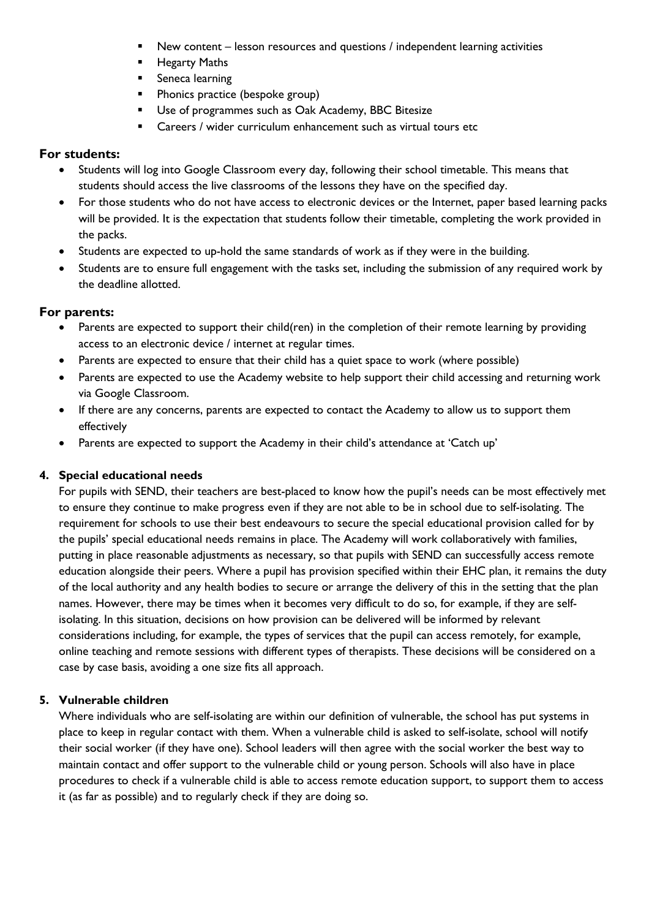- New content – lesson resources and questions / independent learning activities
- Hegarty Maths
- Seneca learning
- Phonics practice (bespoke group)
- Use of programmes such as Oak Academy, BBC Bitesize
- Careers / wider curriculum enhancement such as virtual tours etc

### For students:

- Students will log into Google Classroom every day, following their school timetable. This means that students should access the live classrooms of the lessons they have on the specified day.
- For those students who do not have access to electronic devices or the Internet, paper based learning packs will be provided. It is the expectation that students follow their timetable, completing the work provided in the packs.
- Students are expected to up-hold the same standards of work as if they were in the building.
- Students are to ensure full engagement with the tasks set, including the submission of any required work by the deadline allotted.

### For parents:

- Parents are expected to support their child(ren) in the completion of their remote learning by providing access to an electronic device / internet at regular times.
- Parents are expected to ensure that their child has a quiet space to work (where possible)
- Parents are expected to use the Academy website to help support their child accessing and returning work via Google Classroom.
- If there are any concerns, parents are expected to contact the Academy to allow us to support them effectively
- Parents are expected to support the Academy in their child's attendance at 'Catch up'

### 4. Special educational needs

For pupils with SEND, their teachers are best-placed to know how the pupil's needs can be most effectively met to ensure they continue to make progress even if they are not able to be in school due to self-isolating. The requirement for schools to use their best endeavours to secure the special educational provision called for by the pupils' special educational needs remains in place. The Academy will work collaboratively with families, putting in place reasonable adjustments as necessary, so that pupils with SEND can successfully access remote education alongside their peers. Where a pupil has provision specified within their EHC plan, it remains the duty of the local authority and any health bodies to secure or arrange the delivery of this in the setting that the plan names. However, there may be times when it becomes very difficult to do so, for example, if they are self-isolating. In this situation, decisions on how provision can be delivered will be informed by relevant considerations including, for example, the types of services that the pupil can access remotely, for example, online teaching and remote sessions with different types of therapists. These decisions will be considered on a case by case basis, avoiding a one size fits all approach.

### 5. Vulnerable children

Where individuals who are self-isolating are within our definition of vulnerable, the school has put systems in place to keep in regular contact with them. When a vulnerable child is asked to self-isolate, school will notify their social worker (if they have one). School leaders will then agree with the social worker the best way to maintain contact and offer support to the vulnerable child or young person. Schools will also have in place procedures to check if a vulnerable child is able to access remote education support, to support them to access it (as far as possible) and to regularly check if they are doing so.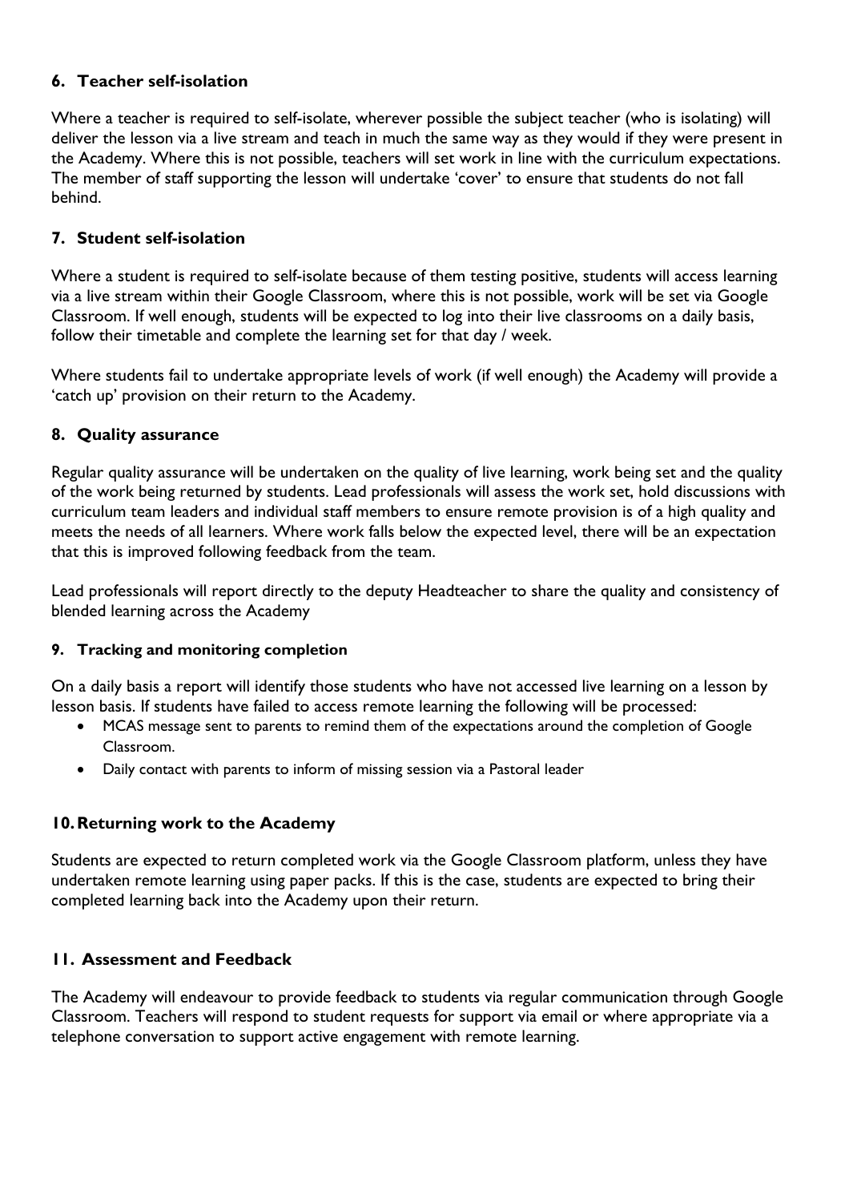### 6. Teacher self-isolation

Where a teacher is required to self-isolate, wherever possible the subject teacher (who is isolating) will deliver the lesson via a live stream and teach in much the same way as they would if they were present in the Academy. Where this is not possible, teachers will set work in line with the curriculum expectations. The member of staff supporting the lesson will undertake 'cover' to ensure that students do not fall behind.

### 7. Student self-isolation

Where a student is required to self-isolate because of them testing positive, students will access learning via a live stream within their Google Classroom, where this is not possible, work will be set via Google Classroom. If well enough, students will be expected to log into their live classrooms on a daily basis, follow their timetable and complete the learning set for that day / week.

Where students fail to undertake appropriate levels of work (if well enough) the Academy will provide a 'catch up' provision on their return to the Academy.

### 8. Quality assurance

Regular quality assurance will be undertaken on the quality of live learning, work being set and the quality of the work being returned by students. Lead professionals will assess the work set, hold discussions with curriculum team leaders and individual staff members to ensure remote provision is of a high quality and meets the needs of all learners. Where work falls below the expected level, there will be an expectation that this is improved following feedback from the team.

Lead professionals will report directly to the deputy Headteacher to share the quality and consistency of blended learning across the Academy

### 9. Tracking and monitoring completion

On a daily basis a report will identify those students who have not accessed live learning on a lesson by lesson basis. If students have failed to access remote learning the following will be processed:

- MCAS message sent to parents to remind them of the expectations around the completion of Google Classroom.
- Daily contact with parents to inform of missing session via a Pastoral leader

### 10. Returning work to the Academy

Students are expected to return completed work via the Google Classroom platform, unless they have undertaken remote learning using paper packs. If this is the case, students are expected to bring their completed learning back into the Academy upon their return.

### 11. Assessment and Feedback

The Academy will endeavour to provide feedback to students via regular communication through Google Classroom. Teachers will respond to student requests for support via email or where appropriate via a telephone conversation to support active engagement with remote learning.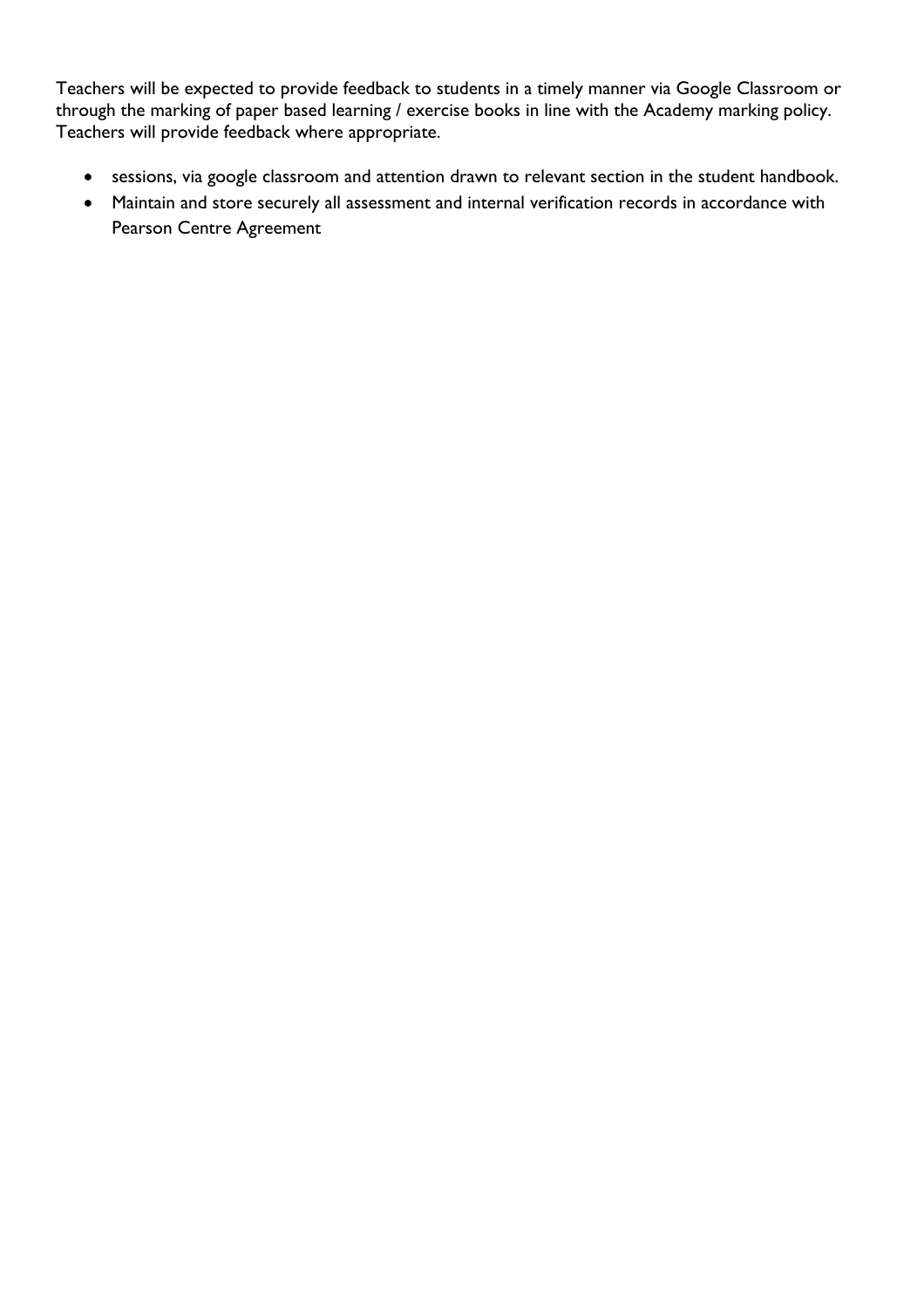Teachers will be expected to provide feedback to students in a timely manner via Google Classroom or through the marking of paper based learning / exercise books in line with the Academy marking policy. Teachers will provide feedback where appropriate.

- sessions, via google classroom and attention drawn to relevant section in the student handbook.
- Maintain and store securely all assessment and internal verification records in accordance with Pearson Centre Agreement